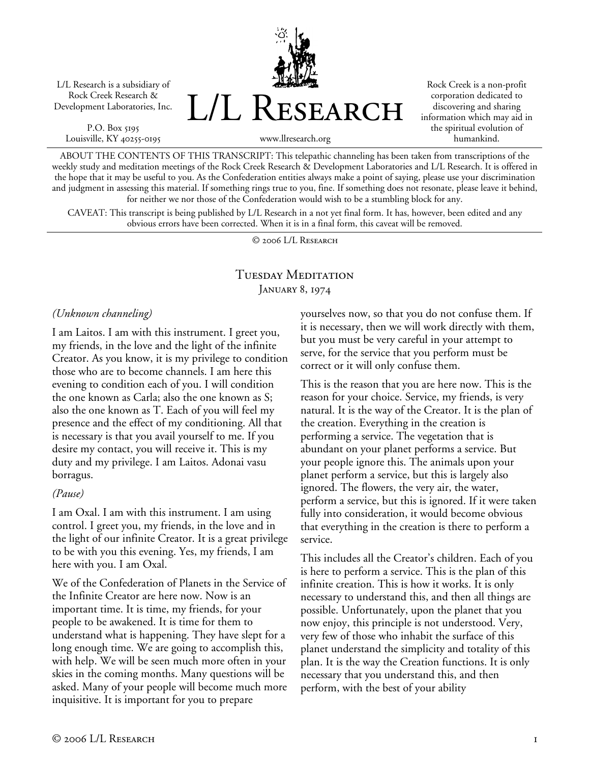L/L Research is a subsidiary of Rock Creek Research & Development Laboratories, Inc.

P.O. Box 5195
Louisville, KY 40255-0195

# L/L Research

www.llresearch.org

Rock Creek is a non-profit corporation dedicated to discovering and sharing information which may aid in the spiritual evolution of humankind.

ABOUT THE CONTENTS OF THIS TRANSCRIPT: This telepathic channeling has been taken from transcriptions of the weekly study and meditation meetings of the Rock Creek Research & Development Laboratories and L/L Research. It is offered in the hope that it may be useful to you. As the Confederation entities always make a point of saying, please use your discrimination and judgment in assessing this material. If something rings true to you, fine. If something does not resonate, please leave it behind, for neither we nor those of the Confederation would wish to be a stumbling block for any.

CAVEAT: This transcript is being published by L/L Research in a not yet final form. It has, however, been edited and any obvious errors have been corrected. When it is in a final form, this caveat will be removed.

© 2006 L/L Research

## Tuesday Meditation
January 8, 1974

*(Unknown channeling)*

I am Laitos. I am with this instrument. I greet you, my friends, in the love and the light of the infinite Creator. As you know, it is my privilege to condition those who are to become channels. I am here this evening to condition each of you. I will condition the one known as Carla; also the one known as S; also the one known as T. Each of you will feel my presence and the effect of my conditioning. All that is necessary is that you avail yourself to me. If you desire my contact, you will receive it. This is my duty and my privilege. I am Laitos. Adonai vasu borragus.

*(Pause)*

I am Oxal. I am with this instrument. I am using control. I greet you, my friends, in the love and in the light of our infinite Creator. It is a great privilege to be with you this evening. Yes, my friends, I am here with you. I am Oxal.

We of the Confederation of Planets in the Service of the Infinite Creator are here now. Now is an important time. It is time, my friends, for your people to be awakened. It is time for them to understand what is happening. They have slept for a long enough time. We are going to accomplish this, with help. We will be seen much more often in your skies in the coming months. Many questions will be asked. Many of your people will become much more inquisitive. It is important for you to prepare yourselves now, so that you do not confuse them. If it is necessary, then we will work directly with them, but you must be very careful in your attempt to serve, for the service that you perform must be correct or it will only confuse them.

This is the reason that you are here now. This is the reason for your choice. Service, my friends, is very natural. It is the way of the Creator. It is the plan of the creation. Everything in the creation is performing a service. The vegetation that is abundant on your planet performs a service. But your people ignore this. The animals upon your planet perform a service, but this is largely also ignored. The flowers, the very air, the water, perform a service, but this is ignored. If it were taken fully into consideration, it would become obvious that everything in the creation is there to perform a service.

This includes all the Creator's children. Each of you is here to perform a service. This is the plan of this infinite creation. This is how it works. It is only necessary to understand this, and then all things are possible. Unfortunately, upon the planet that you now enjoy, this principle is not understood. Very, very few of those who inhabit the surface of this planet understand the simplicity and totality of this plan. It is the way the Creation functions. It is only necessary that you understand this, and then perform, with the best of your ability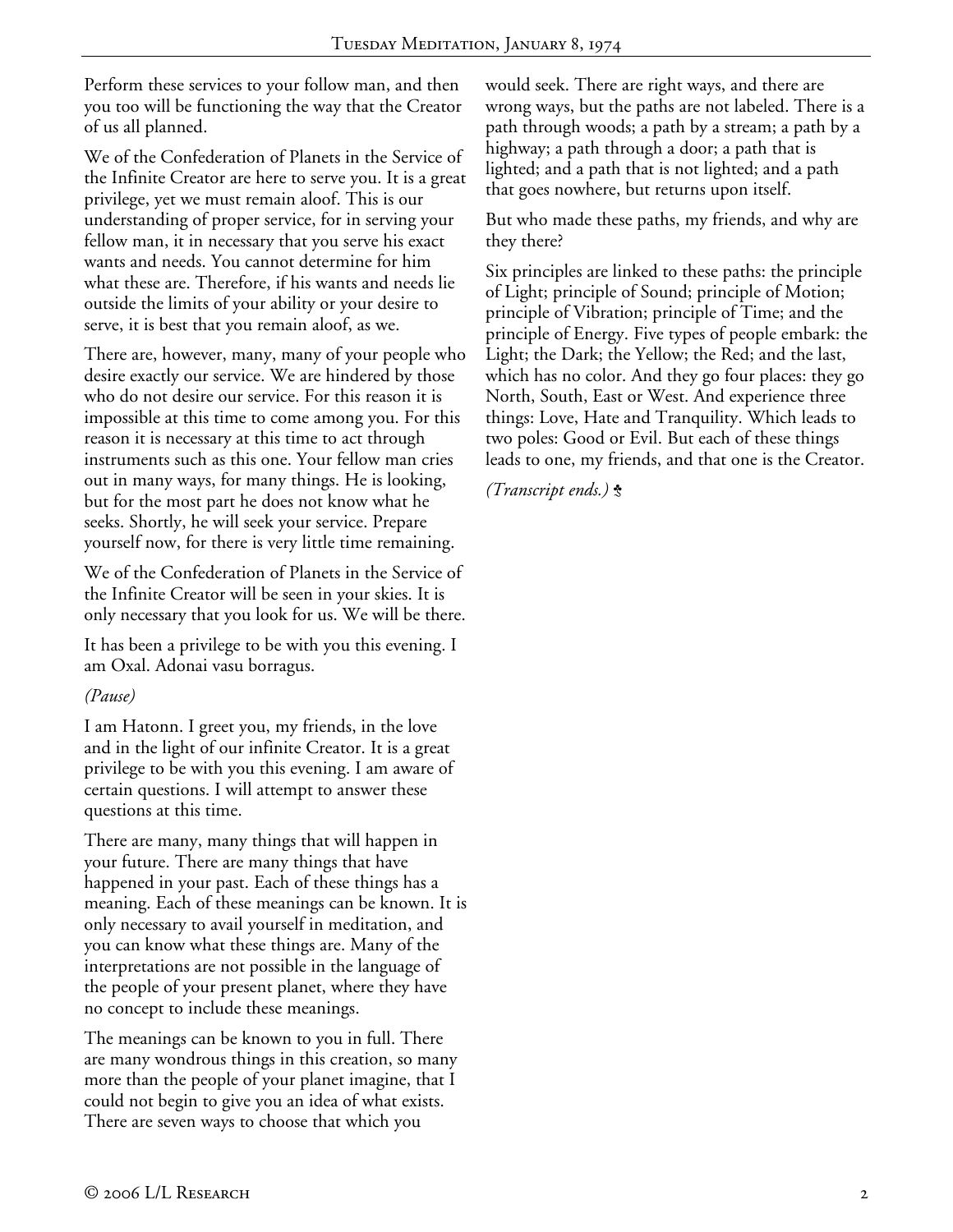Perform these services to your follow man, and then you too will be functioning the way that the Creator of us all planned.

We of the Confederation of Planets in the Service of the Infinite Creator are here to serve you. It is a great privilege, yet we must remain aloof. This is our understanding of proper service, for in serving your fellow man, it in necessary that you serve his exact wants and needs. You cannot determine for him what these are. Therefore, if his wants and needs lie outside the limits of your ability or your desire to serve, it is best that you remain aloof, as we.

There are, however, many, many of your people who desire exactly our service. We are hindered by those who do not desire our service. For this reason it is impossible at this time to come among you. For this reason it is necessary at this time to act through instruments such as this one. Your fellow man cries out in many ways, for many things. He is looking, but for the most part he does not know what he seeks. Shortly, he will seek your service. Prepare yourself now, for there is very little time remaining.

We of the Confederation of Planets in the Service of the Infinite Creator will be seen in your skies. It is only necessary that you look for us. We will be there.

It has been a privilege to be with you this evening. I am Oxal. Adonai vasu borragus.

*(Pause)*

I am Hatonn. I greet you, my friends, in the love and in the light of our infinite Creator. It is a great privilege to be with you this evening. I am aware of certain questions. I will attempt to answer these questions at this time.

There are many, many things that will happen in your future. There are many things that have happened in your past. Each of these things has a meaning. Each of these meanings can be known. It is only necessary to avail yourself in meditation, and you can know what these things are. Many of the interpretations are not possible in the language of the people of your present planet, where they have no concept to include these meanings.

The meanings can be known to you in full. There are many wondrous things in this creation, so many more than the people of your planet imagine, that I could not begin to give you an idea of what exists. There are seven ways to choose that which you would seek. There are right ways, and there are wrong ways, but the paths are not labeled. There is a path through woods; a path by a stream; a path by a highway; a path through a door; a path that is lighted; and a path that is not lighted; and a path that goes nowhere, but returns upon itself.

But who made these paths, my friends, and why are they there?

Six principles are linked to these paths: the principle of Light; principle of Sound; principle of Motion; principle of Vibration; principle of Time; and the principle of Energy. Five types of people embark: the Light; the Dark; the Yellow; the Red; and the last, which has no color. And they go four places: they go North, South, East or West. And experience three things: Love, Hate and Tranquility. Which leads to two poles: Good or Evil. But each of these things leads to one, my friends, and that one is the Creator.

*(Transcript ends.)*